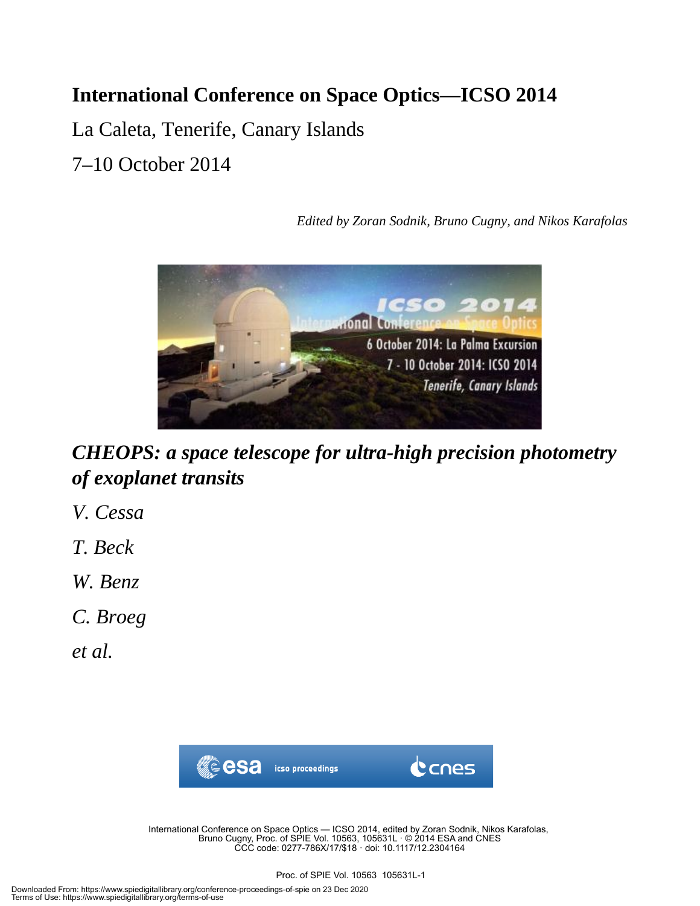# International Conference on Space Optics—ICSO 2014

La Caleta, Tenerife, Canary Islands

7–10 October 2014

*Edited by Zoran Sodnik, Bruno Cugny, and Nikos Karafolas*

## *CHEOPS: a space telescope for ultra-high precision photometry of exoplanet transits*

*V. Cessa*

*T. Beck*

*W. Benz*

*C. Broeg*

*et al.*

International Conference on Space Optics — ICSO 2014, edited by Zoran Sodnik, Nikos Karafolas, Bruno Cugny, Proc. of SPIE Vol. 10563, 105631L · © 2014 ESA and CNES
CCC code: 0277-786X/17/$18 · doi: 10.1117/12.2304164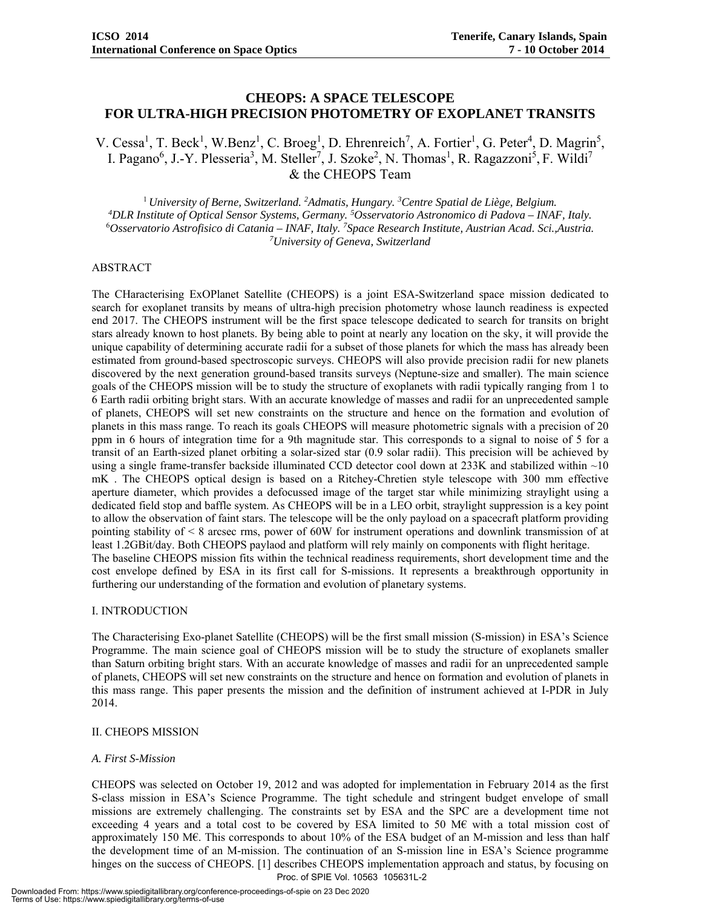# CHEOPS: A SPACE TELESCOPE FOR ULTRA-HIGH PRECISION PHOTOMETRY OF EXOPLANET TRANSITS

V. Cessa[1], T. Beck[1], W.Benz[1], C. Broeg[1], D. Ehrenreich[7], A. Fortier[1], G. Peter[4], D. Magrin[5], I. Pagano[6], J.-Y. Plesseria[3], M. Steller[7], J. Szoke[2], N. Thomas[1], R. Ragazzoni[5], F. Wildi[7] & the CHEOPS Team

[1] *University of Berne, Switzerland.* [2]*Admatis, Hungary.* [3]*Centre Spatial de Liège, Belgium.* [4]*DLR Institute of Optical Sensor Systems, Germany.* [5]*Osservatorio Astronomico di Padova – INAF, Italy.* [6]*Osservatorio Astrofisico di Catania – INAF, Italy.* [7]*Space Research Institute, Austrian Acad. Sci.,Austria.* [7]*University of Geneva, Switzerland*

## ABSTRACT

The CHaracterising ExOPlanet Satellite (CHEOPS) is a joint ESA-Switzerland space mission dedicated to search for exoplanet transits by means of ultra-high precision photometry whose launch readiness is expected end 2017. The CHEOPS instrument will be the first space telescope dedicated to search for transits on bright stars already known to host planets. By being able to point at nearly any location on the sky, it will provide the unique capability of determining accurate radii for a subset of those planets for which the mass has already been estimated from ground-based spectroscopic surveys. CHEOPS will also provide precision radii for new planets discovered by the next generation ground-based transits surveys (Neptune-size and smaller). The main science goals of the CHEOPS mission will be to study the structure of exoplanets with radii typically ranging from 1 to 6 Earth radii orbiting bright stars. With an accurate knowledge of masses and radii for an unprecedented sample of planets, CHEOPS will set new constraints on the structure and hence on the formation and evolution of planets in this mass range. To reach its goals CHEOPS will measure photometric signals with a precision of 20 ppm in 6 hours of integration time for a 9th magnitude star. This corresponds to a signal to noise of 5 for a transit of an Earth-sized planet orbiting a solar-sized star (0.9 solar radii). This precision will be achieved by using a single frame-transfer backside illuminated CCD detector cool down at 233K and stabilized within ~10 mK . The CHEOPS optical design is based on a Ritchey-Chretien style telescope with 300 mm effective aperture diameter, which provides a defocussed image of the target star while minimizing straylight using a dedicated field stop and baffle system. As CHEOPS will be in a LEO orbit, straylight suppression is a key point to allow the observation of faint stars. The telescope will be the only payload on a spacecraft platform providing pointing stability of < 8 arcsec rms, power of 60W for instrument operations and downlink transmission of at least 1.2GBit/day. Both CHEOPS paylaod and platform will rely mainly on components with flight heritage.

The baseline CHEOPS mission fits within the technical readiness requirements, short development time and the cost envelope defined by ESA in its first call for S-missions. It represents a breakthrough opportunity in furthering our understanding of the formation and evolution of planetary systems.

## I. INTRODUCTION

The Characterising Exo-planet Satellite (CHEOPS) will be the first small mission (S-mission) in ESA's Science Programme. The main science goal of CHEOPS mission will be to study the structure of exoplanets smaller than Saturn orbiting bright stars. With an accurate knowledge of masses and radii for an unprecedented sample of planets, CHEOPS will set new constraints on the structure and hence on formation and evolution of planets in this mass range. This paper presents the mission and the definition of instrument achieved at I-PDR in July 2014.

## II. CHEOPS MISSION

### *A. First S-Mission*

CHEOPS was selected on October 19, 2012 and was adopted for implementation in February 2014 as the first S-class mission in ESA's Science Programme. The tight schedule and stringent budget envelope of small missions are extremely challenging. The constraints set by ESA and the SPC are a development time not exceeding 4 years and a total cost to be covered by ESA limited to 50 M€ with a total mission cost of approximately 150 M€. This corresponds to about 10% of the ESA budget of an M-mission and less than half the development time of an M-mission. The continuation of an S-mission line in ESA's Science programme hinges on the success of CHEOPS. [1] describes CHEOPS implementation approach and status, by focusing on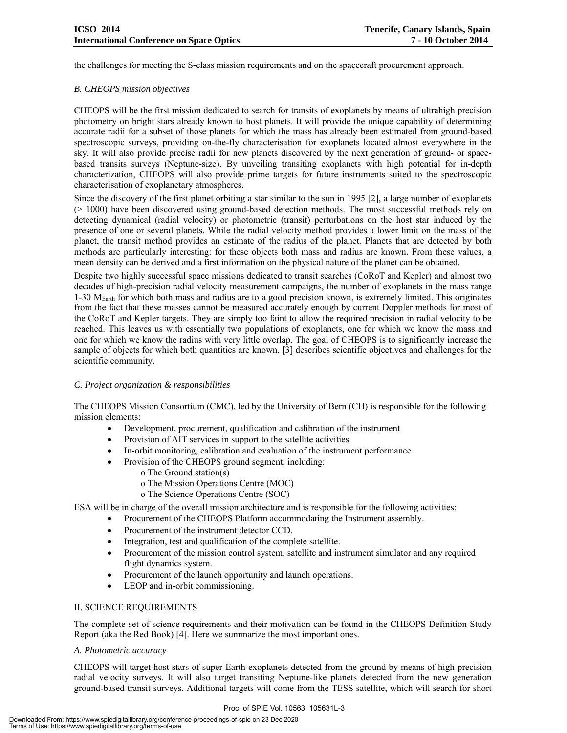the challenges for meeting the S-class mission requirements and on the spacecraft procurement approach.

### *B. CHEOPS mission objectives*

CHEOPS will be the first mission dedicated to search for transits of exoplanets by means of ultrahigh precision photometry on bright stars already known to host planets. It will provide the unique capability of determining accurate radii for a subset of those planets for which the mass has already been estimated from ground-based spectroscopic surveys, providing on-the-fly characterisation for exoplanets located almost everywhere in the sky. It will also provide precise radii for new planets discovered by the next generation of ground- or space-based transits surveys (Neptune-size). By unveiling transiting exoplanets with high potential for in-depth characterization, CHEOPS will also provide prime targets for future instruments suited to the spectroscopic characterisation of exoplanetary atmospheres.

Since the discovery of the first planet orbiting a star similar to the sun in 1995 [2], a large number of exoplanets (> 1000) have been discovered using ground-based detection methods. The most successful methods rely on detecting dynamical (radial velocity) or photometric (transit) perturbations on the host star induced by the presence of one or several planets. While the radial velocity method provides a lower limit on the mass of the planet, the transit method provides an estimate of the radius of the planet. Planets that are detected by both methods are particularly interesting: for these objects both mass and radius are known. From these values, a mean density can be derived and a first information on the physical nature of the planet can be obtained.

Despite two highly successful space missions dedicated to transit searches (CoRoT and Kepler) and almost two decades of high-precision radial velocity measurement campaigns, the number of exoplanets in the mass range 1-30 $M_{Earth}$ for which both mass and radius are to a good precision known, is extremely limited. This originates from the fact that these masses cannot be measured accurately enough by current Doppler methods for most of the CoRoT and Kepler targets. They are simply too faint to allow the required precision in radial velocity to be reached. This leaves us with essentially two populations of exoplanets, one for which we know the mass and one for which we know the radius with very little overlap. The goal of CHEOPS is to significantly increase the sample of objects for which both quantities are known. [3] describes scientific objectives and challenges for the scientific community.

### *C. Project organization & responsibilities*

The CHEOPS Mission Consortium (CMC), led by the University of Bern (CH) is responsible for the following mission elements:

- Development, procurement, qualification and calibration of the instrument
- Provision of AIT services in support to the satellite activities
- In-orbit monitoring, calibration and evaluation of the instrument performance
- Provision of the CHEOPS ground segment, including:
  - o The Ground station(s)
  - o The Mission Operations Centre (MOC)
  - o The Science Operations Centre (SOC)

ESA will be in charge of the overall mission architecture and is responsible for the following activities:

- Procurement of the CHEOPS Platform accommodating the Instrument assembly.
- Procurement of the instrument detector CCD.
- Integration, test and qualification of the complete satellite.
- Procurement of the mission control system, satellite and instrument simulator and any required flight dynamics system.
- Procurement of the launch opportunity and launch operations.
- LEOP and in-orbit commissioning.

## II. SCIENCE REQUIREMENTS

The complete set of science requirements and their motivation can be found in the CHEOPS Definition Study Report (aka the Red Book) [4]. Here we summarize the most important ones.

### *A. Photometric accuracy*

CHEOPS will target host stars of super-Earth exoplanets detected from the ground by means of high-precision radial velocity surveys. It will also target transiting Neptune-like planets detected from the new generation ground-based transit surveys. Additional targets will come from the TESS satellite, which will search for short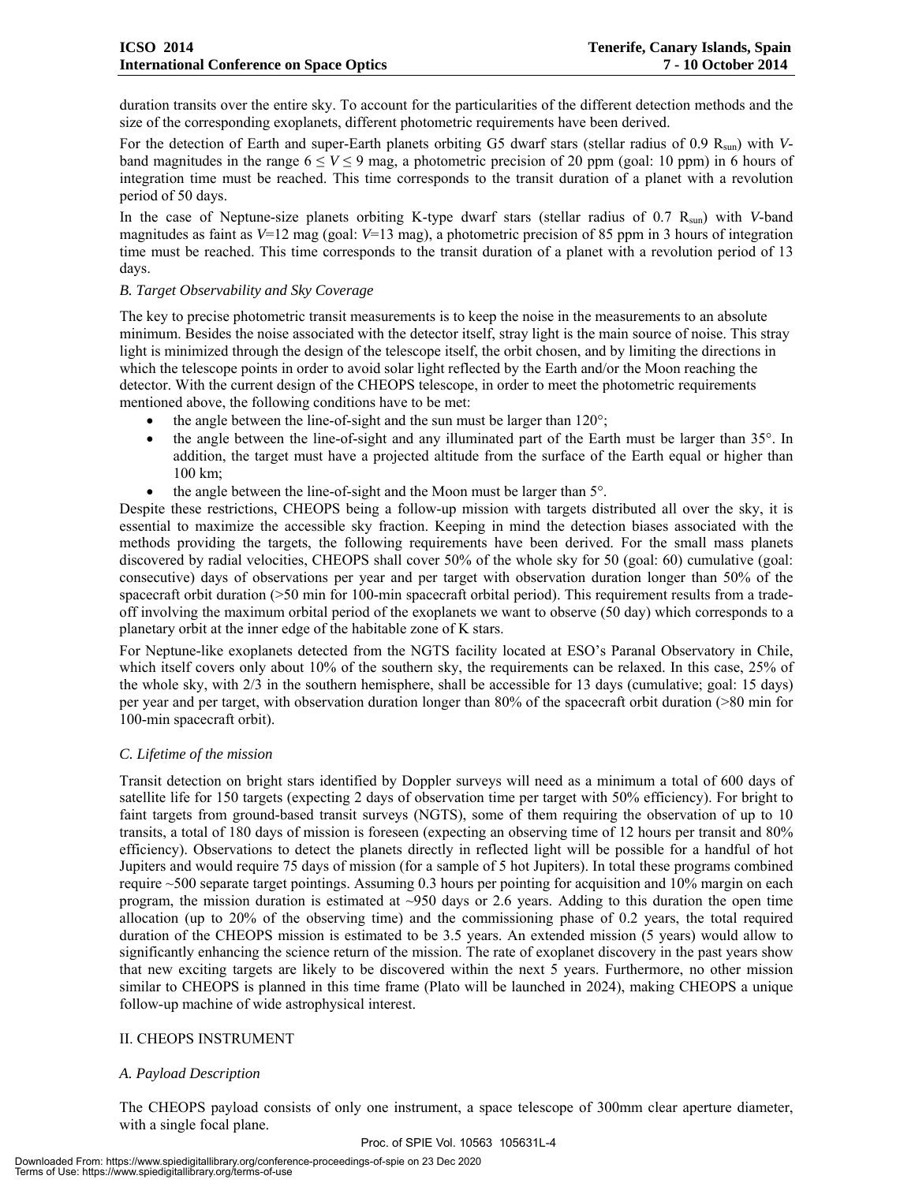duration transits over the entire sky. To account for the particularities of the different detection methods and the size of the corresponding exoplanets, different photometric requirements have been derived.

For the detection of Earth and super-Earth planets orbiting G5 dwarf stars (stellar radius of 0.9 $R_{sun}$) with *V*-band magnitudes in the range $6 \leq V \leq 9$ mag, a photometric precision of 20 ppm (goal: 10 ppm) in 6 hours of integration time must be reached. This time corresponds to the transit duration of a planet with a revolution period of 50 days.

In the case of Neptune-size planets orbiting K-type dwarf stars (stellar radius of 0.7 $R_{sun}$) with *V*-band magnitudes as faint as *V*=12 mag (goal: *V*=13 mag), a photometric precision of 85 ppm in 3 hours of integration time must be reached. This time corresponds to the transit duration of a planet with a revolution period of 13 days.

### *B. Target Observability and Sky Coverage*

The key to precise photometric transit measurements is to keep the noise in the measurements to an absolute minimum. Besides the noise associated with the detector itself, stray light is the main source of noise. This stray light is minimized through the design of the telescope itself, the orbit chosen, and by limiting the directions in which the telescope points in order to avoid solar light reflected by the Earth and/or the Moon reaching the detector. With the current design of the CHEOPS telescope, in order to meet the photometric requirements mentioned above, the following conditions have to be met:

- the angle between the line-of-sight and the sun must be larger than 120°;
- the angle between the line-of-sight and any illuminated part of the Earth must be larger than 35°. In addition, the target must have a projected altitude from the surface of the Earth equal or higher than 100 km;
- the angle between the line-of-sight and the Moon must be larger than 5°.

Despite these restrictions, CHEOPS being a follow-up mission with targets distributed all over the sky, it is essential to maximize the accessible sky fraction. Keeping in mind the detection biases associated with the methods providing the targets, the following requirements have been derived. For the small mass planets discovered by radial velocities, CHEOPS shall cover 50% of the whole sky for 50 (goal: 60) cumulative (goal: consecutive) days of observations per year and per target with observation duration longer than 50% of the spacecraft orbit duration (>50 min for 100-min spacecraft orbital period). This requirement results from a trade-off involving the maximum orbital period of the exoplanets we want to observe (50 day) which corresponds to a planetary orbit at the inner edge of the habitable zone of K stars.

For Neptune-like exoplanets detected from the NGTS facility located at ESO's Paranal Observatory in Chile, which itself covers only about 10% of the southern sky, the requirements can be relaxed. In this case, 25% of the whole sky, with 2/3 in the southern hemisphere, shall be accessible for 13 days (cumulative; goal: 15 days) per year and per target, with observation duration longer than 80% of the spacecraft orbit duration (>80 min for 100-min spacecraft orbit).

### *C. Lifetime of the mission*

Transit detection on bright stars identified by Doppler surveys will need as a minimum a total of 600 days of satellite life for 150 targets (expecting 2 days of observation time per target with 50% efficiency). For bright to faint targets from ground-based transit surveys (NGTS), some of them requiring the observation of up to 10 transits, a total of 180 days of mission is foreseen (expecting an observing time of 12 hours per transit and 80% efficiency). Observations to detect the planets directly in reflected light will be possible for a handful of hot Jupiters and would require 75 days of mission (for a sample of 5 hot Jupiters). In total these programs combined require ~500 separate target pointings. Assuming 0.3 hours per pointing for acquisition and 10% margin on each program, the mission duration is estimated at ~950 days or 2.6 years. Adding to this duration the open time allocation (up to 20% of the observing time) and the commissioning phase of 0.2 years, the total required duration of the CHEOPS mission is estimated to be 3.5 years. An extended mission (5 years) would allow to significantly enhancing the science return of the mission. The rate of exoplanet discovery in the past years show that new exciting targets are likely to be discovered within the next 5 years. Furthermore, no other mission similar to CHEOPS is planned in this time frame (Plato will be launched in 2024), making CHEOPS a unique follow-up machine of wide astrophysical interest.

## II. CHEOPS INSTRUMENT

### *A. Payload Description*

The CHEOPS payload consists of only one instrument, a space telescope of 300mm clear aperture diameter, with a single focal plane.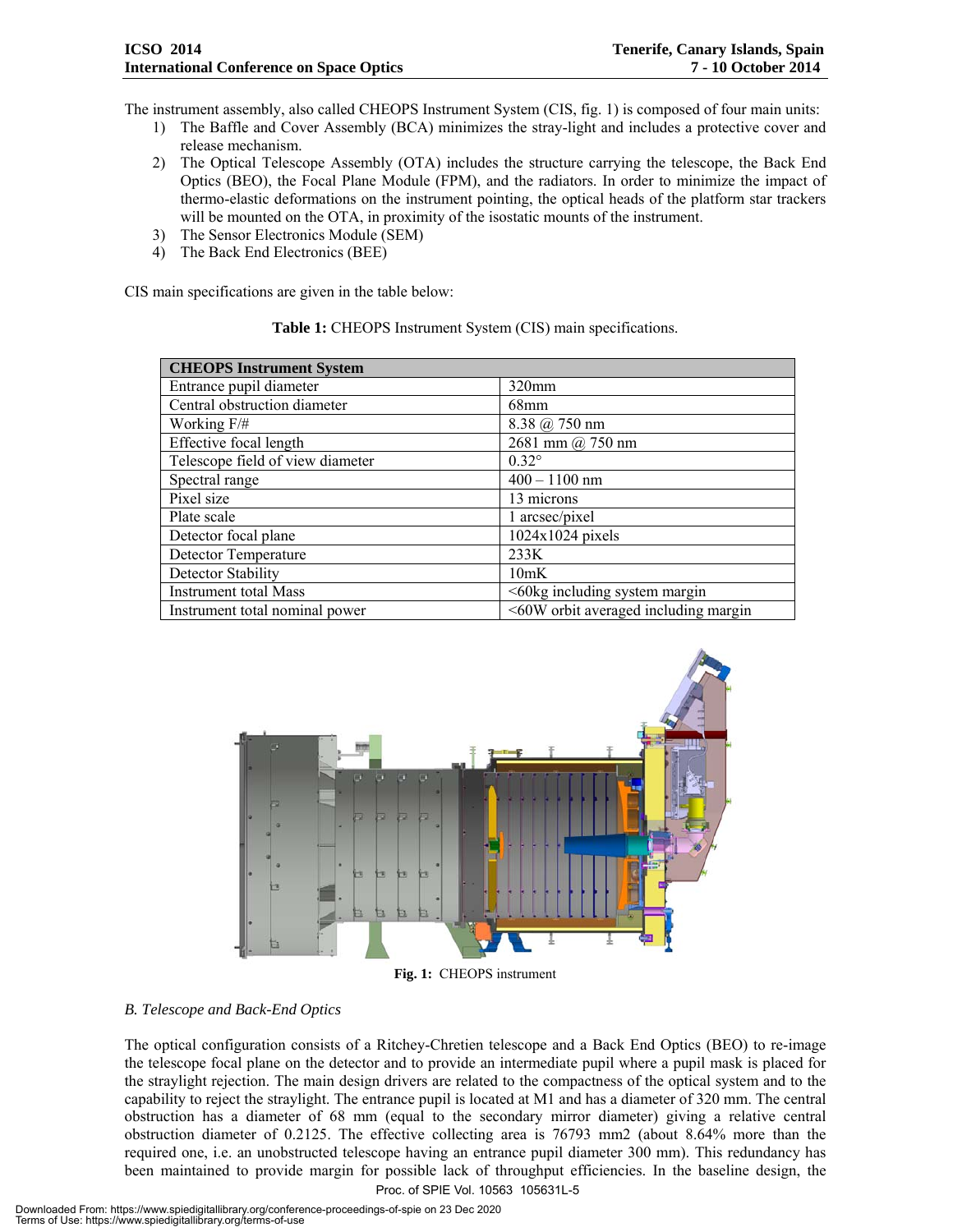The instrument assembly, also called CHEOPS Instrument System (CIS, fig. 1) is composed of four main units:

1) The Baffle and Cover Assembly (BCA) minimizes the stray-light and includes a protective cover and release mechanism.
2) The Optical Telescope Assembly (OTA) includes the structure carrying the telescope, the Back End Optics (BEO), the Focal Plane Module (FPM), and the radiators. In order to minimize the impact of thermo-elastic deformations on the instrument pointing, the optical heads of the platform star trackers will be mounted on the OTA, in proximity of the isostatic mounts of the instrument.
3) The Sensor Electronics Module (SEM)
4) The Back End Electronics (BEE)

CIS main specifications are given in the table below:

**Table 1:** CHEOPS Instrument System (CIS) main specifications.

| **CHEOPS Instrument System** | |
|---|---|
| Entrance pupil diameter | 320mm |
| Central obstruction diameter | 68mm |
| Working F/# | 8.38 @ 750 nm |
| Effective focal length | 2681 mm @ 750 nm |
| Telescope field of view diameter | 0.32° |
| Spectral range | 400 – 1100 nm |
| Pixel size | 13 microns |
| Plate scale | 1 arcsec/pixel |
| Detector focal plane | 1024x1024 pixels |
| Detector Temperature | 233K |
| Detector Stability | 10mK |
| Instrument total Mass | <60kg including system margin |
| Instrument total nominal power | <60W orbit averaged including margin |

**Fig. 1:** CHEOPS instrument

*B. Telescope and Back-End Optics*

The optical configuration consists of a Ritchey-Chretien telescope and a Back End Optics (BEO) to re-image the telescope focal plane on the detector and to provide an intermediate pupil where a pupil mask is placed for the straylight rejection. The main design drivers are related to the compactness of the optical system and to the capability to reject the straylight. The entrance pupil is located at M1 and has a diameter of 320 mm. The central obstruction has a diameter of 68 mm (equal to the secondary mirror diameter) giving a relative central obstruction diameter of 0.2125. The effective collecting area is 76793 mm2 (about 8.64% more than the required one, i.e. an unobstructed telescope having an entrance pupil diameter 300 mm). This redundancy has been maintained to provide margin for possible lack of throughput efficiencies. In the baseline design, the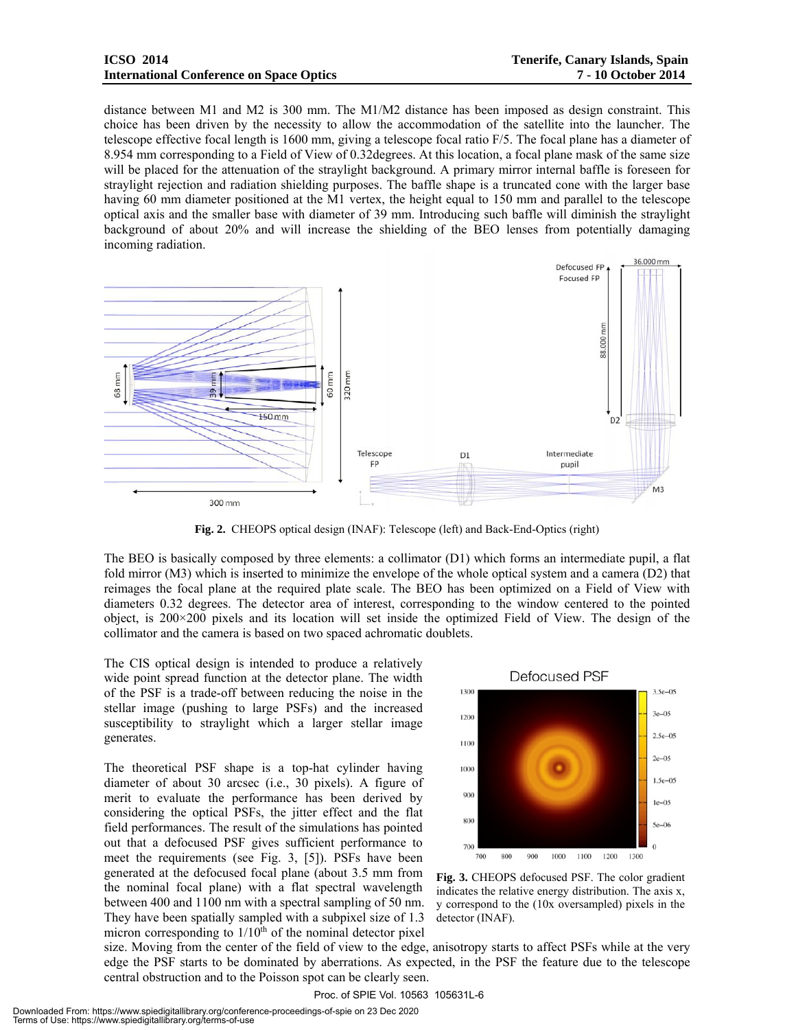distance between M1 and M2 is 300 mm. The M1/M2 distance has been imposed as design constraint. This choice has been driven by the necessity to allow the accommodation of the satellite into the launcher. The telescope effective focal length is 1600 mm, giving a telescope focal ratio F/5. The focal plane has a diameter of 8.954 mm corresponding to a Field of View of 0.32degrees. At this location, a focal plane mask of the same size will be placed for the attenuation of the straylight background. A primary mirror internal baffle is foreseen for straylight rejection and radiation shielding purposes. The baffle shape is a truncated cone with the larger base having 60 mm diameter positioned at the M1 vertex, the height equal to 150 mm and parallel to the telescope optical axis and the smaller base with diameter of 39 mm. Introducing such baffle will diminish the straylight background of about 20% and will increase the shielding of the BEO lenses from potentially damaging incoming radiation.

**Fig. 2.** CHEOPS optical design (INAF): Telescope (left) and Back-End-Optics (right)

The BEO is basically composed by three elements: a collimator (D1) which forms an intermediate pupil, a flat fold mirror (M3) which is inserted to minimize the envelope of the whole optical system and a camera (D2) that reimages the focal plane at the required plate scale. The BEO has been optimized on a Field of View with diameters 0.32 degrees. The detector area of interest, corresponding to the window centered to the pointed object, is 200×200 pixels and its location will set inside the optimized Field of View. The design of the collimator and the camera is based on two spaced achromatic doublets.

The CIS optical design is intended to produce a relatively wide point spread function at the detector plane. The width of the PSF is a trade-off between reducing the noise in the stellar image (pushing to large PSFs) and the increased susceptibility to straylight which a larger stellar image generates.

The theoretical PSF shape is a top-hat cylinder having diameter of about 30 arcsec (i.e., 30 pixels). A figure of merit to evaluate the performance has been derived by considering the optical PSFs, the jitter effect and the flat field performances. The result of the simulations has pointed out that a defocused PSF gives sufficient performance to meet the requirements (see Fig. 3, [5]). PSFs have been generated at the defocused focal plane (about 3.5 mm from the nominal focal plane) with a flat spectral wavelength between 400 and 1100 nm with a spectral sampling of 50 nm. They have been spatially sampled with a subpixel size of 1.3 micron corresponding to 1/10[th] of the nominal detector pixel size. Moving from the center of the field of view to the edge, anisotropy starts to affect PSFs while at the very edge the PSF starts to be dominated by aberrations. As expected, in the PSF the feature due to the telescope central obstruction and to the Poisson spot can be clearly seen.

**Fig. 3.** CHEOPS defocused PSF. The color gradient indicates the relative energy distribution. The axis x, y correspond to the (10x oversampled) pixels in the detector (INAF).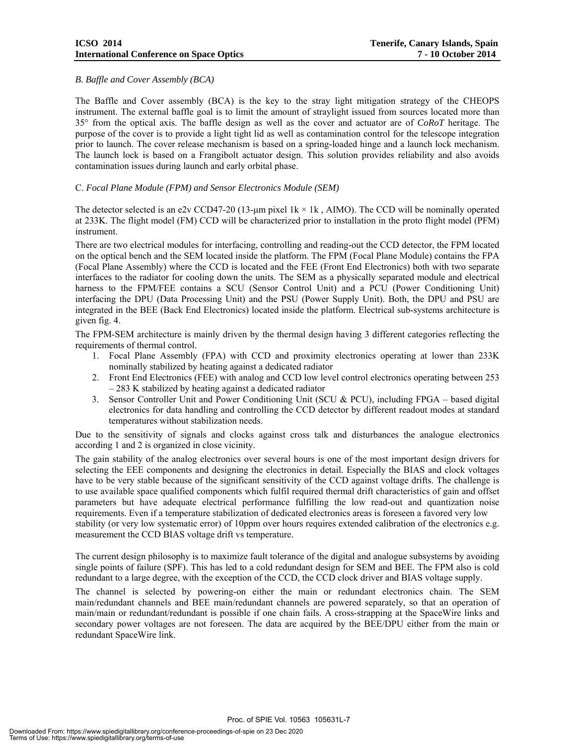### *B. Baffle and Cover Assembly (BCA)*

The Baffle and Cover assembly (BCA) is the key to the stray light mitigation strategy of the CHEOPS instrument. The external baffle goal is to limit the amount of straylight issued from sources located more than 35° from the optical axis. The baffle design as well as the cover and actuator are of *CoRoT* heritage. The purpose of the cover is to provide a light tight lid as well as contamination control for the telescope integration prior to launch. The cover release mechanism is based on a spring-loaded hinge and a launch lock mechanism. The launch lock is based on a Frangibolt actuator design. This solution provides reliability and also avoids contamination issues during launch and early orbital phase.

### C. *Focal Plane Module (FPM) and Sensor Electronics Module (SEM)*

The detector selected is an e2v CCD47-20 (13-µm pixel 1k × 1k , AIMO). The CCD will be nominally operated at 233K. The flight model (FM) CCD will be characterized prior to installation in the proto flight model (PFM) instrument.

There are two electrical modules for interfacing, controlling and reading-out the CCD detector, the FPM located on the optical bench and the SEM located inside the platform. The FPM (Focal Plane Module) contains the FPA (Focal Plane Assembly) where the CCD is located and the FEE (Front End Electronics) both with two separate interfaces to the radiator for cooling down the units. The SEM as a physically separated module and electrical harness to the FPM/FEE contains a SCU (Sensor Control Unit) and a PCU (Power Conditioning Unit) interfacing the DPU (Data Processing Unit) and the PSU (Power Supply Unit). Both, the DPU and PSU are integrated in the BEE (Back End Electronics) located inside the platform. Electrical sub-systems architecture is given fig. 4.

The FPM-SEM architecture is mainly driven by the thermal design having 3 different categories reflecting the requirements of thermal control.

1. Focal Plane Assembly (FPA) with CCD and proximity electronics operating at lower than 233K nominally stabilized by heating against a dedicated radiator
2. Front End Electronics (FEE) with analog and CCD low level control electronics operating between 253 – 283 K stabilized by heating against a dedicated radiator
3. Sensor Controller Unit and Power Conditioning Unit (SCU & PCU), including FPGA – based digital electronics for data handling and controlling the CCD detector by different readout modes at standard temperatures without stabilization needs.

Due to the sensitivity of signals and clocks against cross talk and disturbances the analogue electronics according 1 and 2 is organized in close vicinity.

The gain stability of the analog electronics over several hours is one of the most important design drivers for selecting the EEE components and designing the electronics in detail. Especially the BIAS and clock voltages have to be very stable because of the significant sensitivity of the CCD against voltage drifts. The challenge is to use available space qualified components which fulfil required thermal drift characteristics of gain and offset parameters but have adequate electrical performance fulfilling the low read-out and quantization noise requirements. Even if a temperature stabilization of dedicated electronics areas is foreseen a favored very low stability (or very low systematic error) of 10ppm over hours requires extended calibration of the electronics e.g. measurement the CCD BIAS voltage drift vs temperature.

The current design philosophy is to maximize fault tolerance of the digital and analogue subsystems by avoiding single points of failure (SPF). This has led to a cold redundant design for SEM and BEE. The FPM also is cold redundant to a large degree, with the exception of the CCD, the CCD clock driver and BIAS voltage supply.

The channel is selected by powering-on either the main or redundant electronics chain. The SEM main/redundant channels and BEE main/redundant channels are powered separately, so that an operation of main/main or redundant/redundant is possible if one chain fails. A cross-strapping at the SpaceWire links and secondary power voltages are not foreseen. The data are acquired by the BEE/DPU either from the main or redundant SpaceWire link.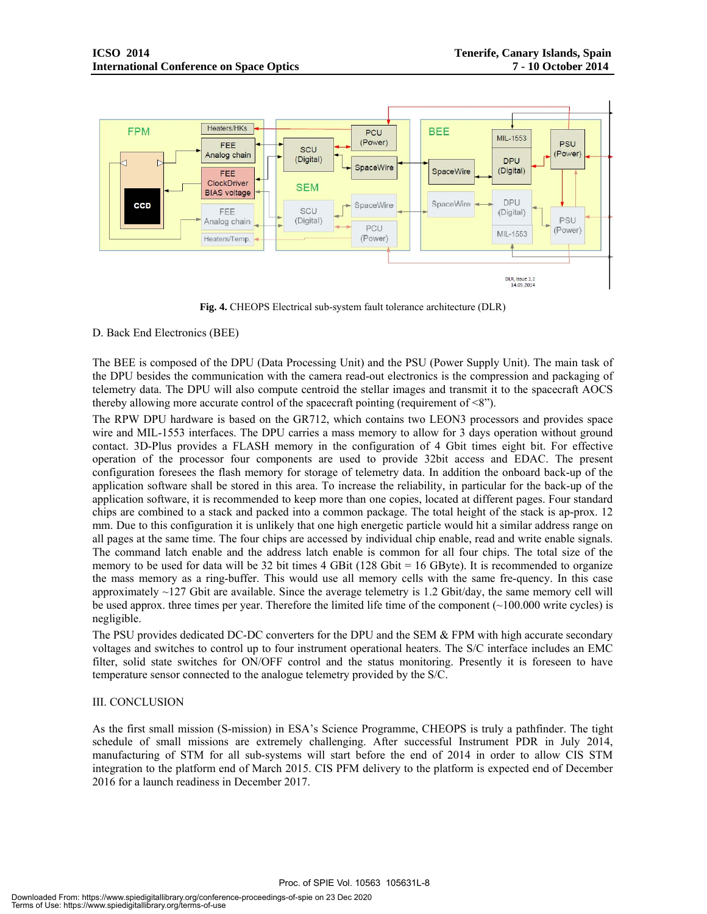**Fig. 4.** CHEOPS Electrical sub-system fault tolerance architecture (DLR)

D. Back End Electronics (BEE)

The BEE is composed of the DPU (Data Processing Unit) and the PSU (Power Supply Unit). The main task of the DPU besides the communication with the camera read-out electronics is the compression and packaging of telemetry data. The DPU will also compute centroid the stellar images and transmit it to the spacecraft AOCS thereby allowing more accurate control of the spacecraft pointing (requirement of <8").

The RPW DPU hardware is based on the GR712, which contains two LEON3 processors and provides space wire and MIL-1553 interfaces. The DPU carries a mass memory to allow for 3 days operation without ground contact. 3D-Plus provides a FLASH memory in the configuration of 4 Gbit times eight bit. For effective operation of the processor four components are used to provide 32bit access and EDAC. The present configuration foresees the flash memory for storage of telemetry data. In addition the onboard back-up of the application software shall be stored in this area. To increase the reliability, in particular for the back-up of the application software, it is recommended to keep more than one copies, located at different pages. Four standard chips are combined to a stack and packed into a common package. The total height of the stack is ap-prox. 12 mm. Due to this configuration it is unlikely that one high energetic particle would hit a similar address range on all pages at the same time. The four chips are accessed by individual chip enable, read and write enable signals. The command latch enable and the address latch enable is common for all four chips. The total size of the memory to be used for data will be 32 bit times 4 GBit (128 Gbit = 16 GByte). It is recommended to organize the mass memory as a ring-buffer. This would use all memory cells with the same fre-quency. In this case approximately ~127 Gbit are available. Since the average telemetry is 1.2 Gbit/day, the same memory cell will be used approx. three times per year. Therefore the limited life time of the component (~100.000 write cycles) is negligible.

The PSU provides dedicated DC-DC converters for the DPU and the SEM & FPM with high accurate secondary voltages and switches to control up to four instrument operational heaters. The S/C interface includes an EMC filter, solid state switches for ON/OFF control and the status monitoring. Presently it is foreseen to have temperature sensor connected to the analogue telemetry provided by the S/C.

## III. CONCLUSION

As the first small mission (S-mission) in ESA's Science Programme, CHEOPS is truly a pathfinder. The tight schedule of small missions are extremely challenging. After successful Instrument PDR in July 2014, manufacturing of STM for all sub-systems will start before the end of 2014 in order to allow CIS STM integration to the platform end of March 2015. CIS PFM delivery to the platform is expected end of December 2016 for a launch readiness in December 2017.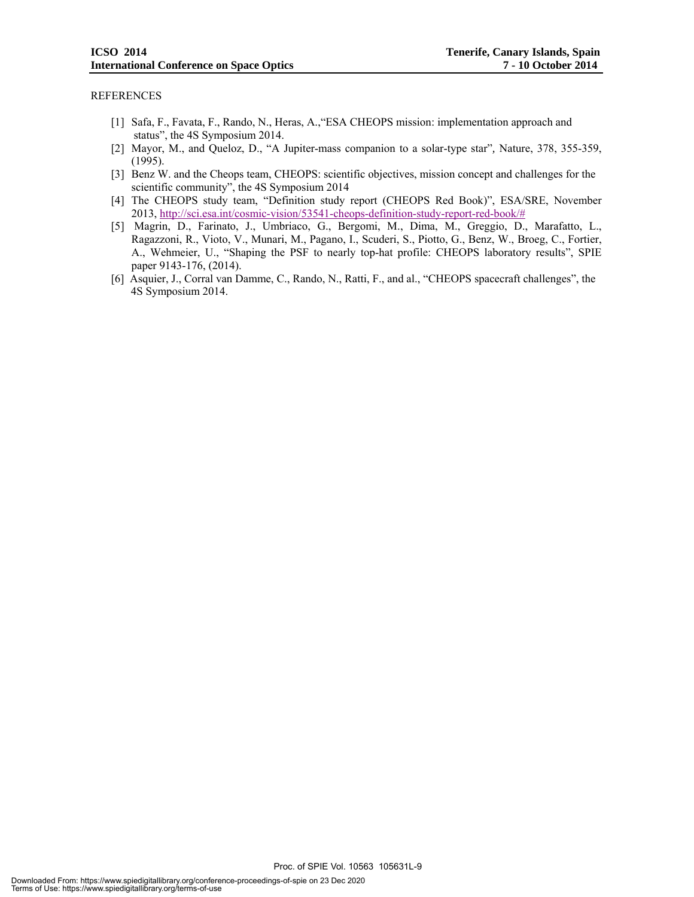REFERENCES

[1] Safa, F., Favata, F., Rando, N., Heras, A.,"ESA CHEOPS mission: implementation approach and status", the 4S Symposium 2014.

[2] Mayor, M., and Queloz, D., "A Jupiter-mass companion to a solar-type star", Nature, 378, 355-359, (1995).

[3] Benz W. and the Cheops team, CHEOPS: scientific objectives, mission concept and challenges for the scientific community", the 4S Symposium 2014

[4] The CHEOPS study team, "Definition study report (CHEOPS Red Book)", ESA/SRE, November 2013, http://sci.esa.int/cosmic-vision/53541-cheops-definition-study-report-red-book/#

[5] Magrin, D., Farinato, J., Umbriaco, G., Bergomi, M., Dima, M., Greggio, D., Marafatto, L., Ragazzoni, R., Vioto, V., Munari, M., Pagano, I., Scuderi, S., Piotto, G., Benz, W., Broeg, C., Fortier, A., Wehmeier, U., "Shaping the PSF to nearly top-hat profile: CHEOPS laboratory results", SPIE paper 9143-176, (2014).

[6] Asquier, J., Corral van Damme, C., Rando, N., Ratti, F., and al., "CHEOPS spacecraft challenges", the 4S Symposium 2014.